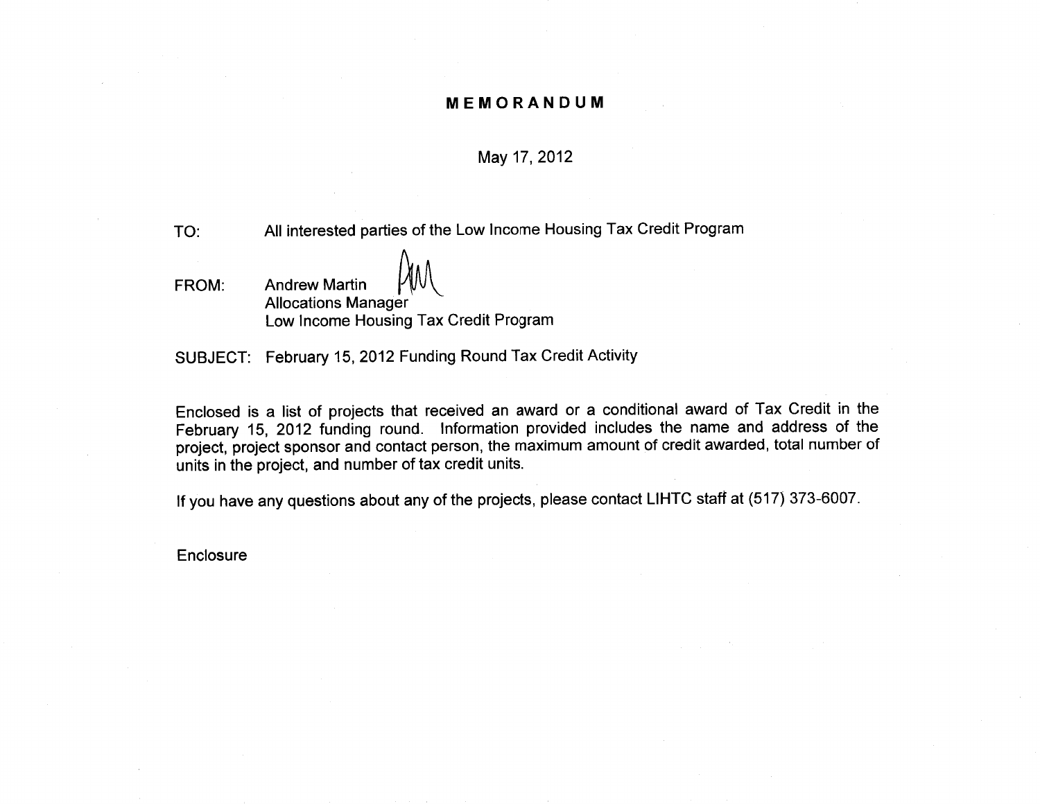# MEMORANDUM

May 17, 2012

TO: All interested parties of the Low Income Housing Tax Credit Program

FROM: Andrew Martin
Allocations Manager
Low Income Housing Tax Credit Program

SUBJECT: February 15, 2012 Funding Round Tax Credit Activity

Enclosed is a list of projects that received an award or a conditional award of Tax Credit in the February 15, 2012 funding round. Information provided includes the name and address of the project, project sponsor and contact person, the maximum amount of credit awarded, total number of units in the project, and number of tax credit units.

If you have any questions about any of the projects, please contact LIHTC staff at (517) 373-6007.

Enclosure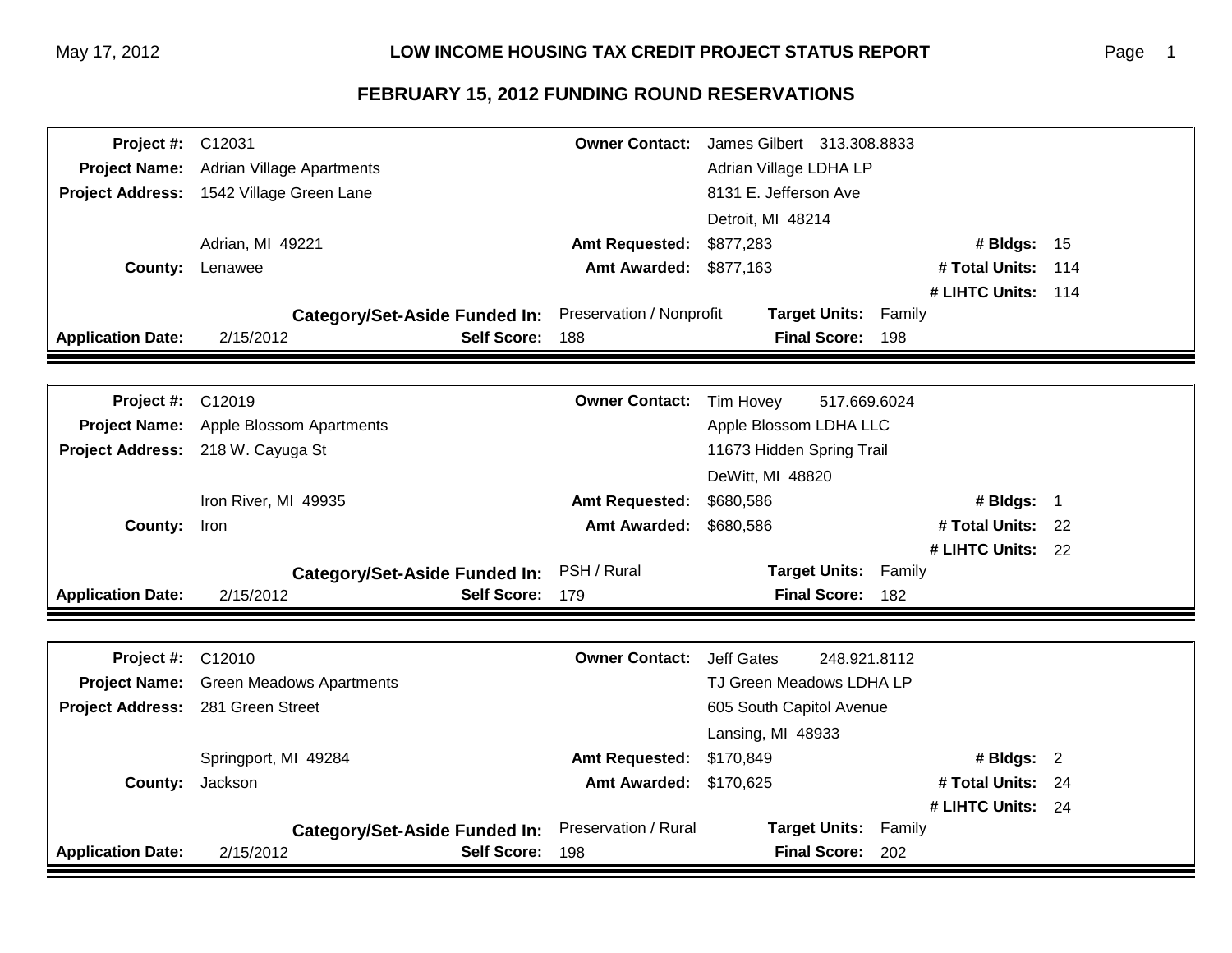# LOW INCOME HOUSING TAX CREDIT PROJECT STATUS REPORT

## FEBRUARY 15, 2012 FUNDING ROUND RESERVATIONS

| | | | | | |
|---|---|---|---|---|---|
| **Project #:** | C12031 | **Owner Contact:** | James Gilbert 313.308.8833 | | |
| **Project Name:** | Adrian Village Apartments | | Adrian Village LDHA LP | | |
| **Project Address:** | 1542 Village Green Lane | | 8131 E. Jefferson Ave | | |
| | | | Detroit, MI 48214 | | |
| | Adrian, MI 49221 | **Amt Requested:** | $877,283 | **# Bldgs:** | 15 |
| **County:** | Lenawee | **Amt Awarded:** | $877,163 | **# Total Units:** | 114 |
| | | | | **# LIHTC Units:** | 114 |
| | **Category/Set-Aside Funded In:** | Preservation / Nonprofit | **Target Units:** | Family | |
| **Application Date:** | 2/15/2012 **Self Score:** | 188 | **Final Score:** | 198 | |

| | | | | | |
|---|---|---|---|---|---|
| **Project #:** | C12019 | **Owner Contact:** | Tim Hovey 517.669.6024 | | |
| **Project Name:** | Apple Blossom Apartments | | Apple Blossom LDHA LLC | | |
| **Project Address:** | 218 W. Cayuga St | | 11673 Hidden Spring Trail | | |
| | | | DeWitt, MI 48820 | | |
| | Iron River, MI 49935 | **Amt Requested:** | $680,586 | **# Bldgs:** | 1 |
| **County:** | Iron | **Amt Awarded:** | $680,586 | **# Total Units:** | 22 |
| | | | | **# LIHTC Units:** | 22 |
| | **Category/Set-Aside Funded In:** | PSH / Rural | **Target Units:** | Family | |
| **Application Date:** | 2/15/2012 **Self Score:** | 179 | **Final Score:** | 182 | |

| | | | | | |
|---|---|---|---|---|---|
| **Project #:** | C12010 | **Owner Contact:** | Jeff Gates 248.921.8112 | | |
| **Project Name:** | Green Meadows Apartments | | TJ Green Meadows LDHA LP | | |
| **Project Address:** | 281 Green Street | | 605 South Capitol Avenue | | |
| | | | Lansing, MI 48933 | | |
| | Springport, MI 49284 | **Amt Requested:** | $170,849 | **# Bldgs:** | 2 |
| **County:** | Jackson | **Amt Awarded:** | $170,625 | **# Total Units:** | 24 |
| | | | | **# LIHTC Units:** | 24 |
| | **Category/Set-Aside Funded In:** | Preservation / Rural | **Target Units:** | Family | |
| **Application Date:** | 2/15/2012 **Self Score:** | 198 | **Final Score:** | 202 | |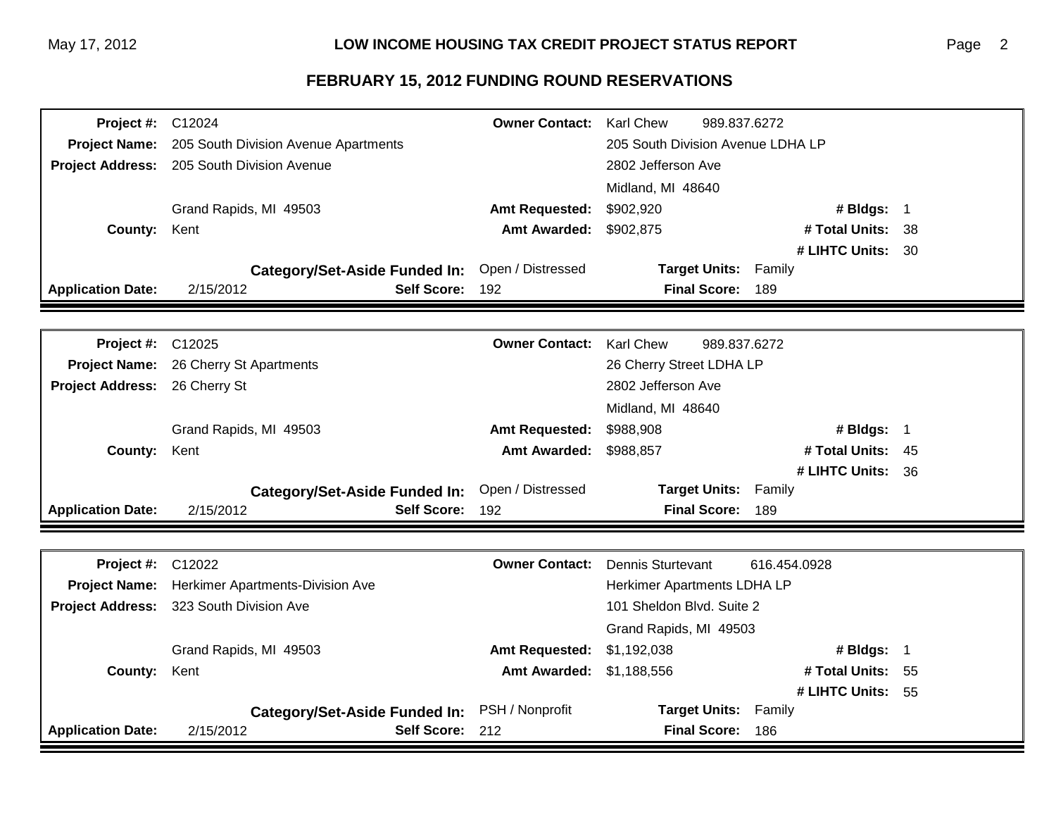## FEBRUARY 15, 2012 FUNDING ROUND RESERVATIONS

| | | | | | |
|---|---|---|---|---|---|
| **Project #:** | C12024 | **Owner Contact:** | Karl Chew 989.837.6272 | | |
| **Project Name:** | 205 South Division Avenue Apartments | | 205 South Division Avenue LDHA LP | | |
| **Project Address:** | 205 South Division Avenue | | 2802 Jefferson Ave | | |
| | | | Midland, MI 48640 | | |
| | Grand Rapids, MI 49503 | **Amt Requested:** | $902,920 | **# Bldgs:** | 1 |
| **County:** | Kent | **Amt Awarded:** | $902,875 | **# Total Units:** | 38 |
| | | | | **# LIHTC Units:** | 30 |
| | **Category/Set-Aside Funded In:** | Open / Distressed | **Target Units:** | Family | |
| **Application Date:** | 2/15/2012 | **Self Score:** 192 | **Final Score:** | 189 | |

| | | | | | |
|---|---|---|---|---|---|
| **Project #:** | C12025 | **Owner Contact:** | Karl Chew 989.837.6272 | | |
| **Project Name:** | 26 Cherry St Apartments | | 26 Cherry Street LDHA LP | | |
| **Project Address:** | 26 Cherry St | | 2802 Jefferson Ave | | |
| | | | Midland, MI 48640 | | |
| | Grand Rapids, MI 49503 | **Amt Requested:** | $988,908 | **# Bldgs:** | 1 |
| **County:** | Kent | **Amt Awarded:** | $988,857 | **# Total Units:** | 45 |
| | | | | **# LIHTC Units:** | 36 |
| | **Category/Set-Aside Funded In:** | Open / Distressed | **Target Units:** | Family | |
| **Application Date:** | 2/15/2012 | **Self Score:** 192 | **Final Score:** | 189 | |

| | | | | | |
|---|---|---|---|---|---|
| **Project #:** | C12022 | **Owner Contact:** | Dennis Sturtevant 616.454.0928 | | |
| **Project Name:** | Herkimer Apartments-Division Ave | | Herkimer Apartments LDHA LP | | |
| **Project Address:** | 323 South Division Ave | | 101 Sheldon Blvd. Suite 2 | | |
| | | | Grand Rapids, MI 49503 | | |
| | Grand Rapids, MI 49503 | **Amt Requested:** | $1,192,038 | **# Bldgs:** | 1 |
| **County:** | Kent | **Amt Awarded:** | $1,188,556 | **# Total Units:** | 55 |
| | | | | **# LIHTC Units:** | 55 |
| | **Category/Set-Aside Funded In:** | PSH / Nonprofit | **Target Units:** | Family | |
| **Application Date:** | 2/15/2012 | **Self Score:** 212 | **Final Score:** | 186 | |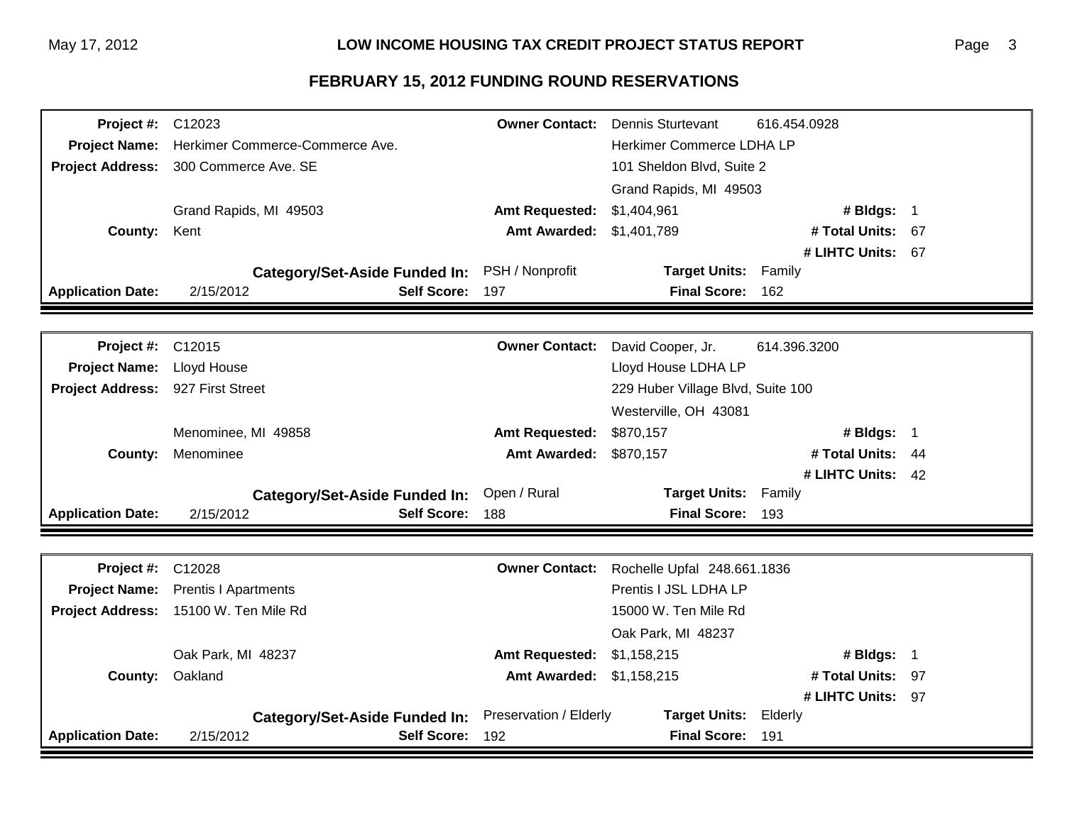## FEBRUARY 15, 2012 FUNDING ROUND RESERVATIONS

| | | | | | |
|---|---|---|---|---|---|
| **Project #:** | C12023 | **Owner Contact:** | Dennis Sturtevant | 616.454.0928 | |
| **Project Name:** | Herkimer Commerce-Commerce Ave. | | Herkimer Commerce LDHA LP | | |
| **Project Address:** | 300 Commerce Ave. SE | | 101 Sheldon Blvd, Suite 2 | | |
| | | | Grand Rapids, MI 49503 | | |
| | Grand Rapids, MI 49503 | **Amt Requested:** | $1,404,961 | **# Bldgs:** | 1 |
| **County:** | Kent | **Amt Awarded:** | $1,401,789 | **# Total Units:** | 67 |
| | | | | **# LIHTC Units:** | 67 |
| | **Category/Set-Aside Funded In:** | PSH / Nonprofit | **Target Units:** | Family | |
| **Application Date:** | 2/15/2012 **Self Score:** | 197 | **Final Score:** | 162 | |

| | | | | | |
|---|---|---|---|---|---|
| **Project #:** | C12015 | **Owner Contact:** | David Cooper, Jr. | 614.396.3200 | |
| **Project Name:** | Lloyd House | | Lloyd House LDHA LP | | |
| **Project Address:** | 927 First Street | | 229 Huber Village Blvd, Suite 100 | | |
| | | | Westerville, OH 43081 | | |
| | Menominee, MI 49858 | **Amt Requested:** | $870,157 | **# Bldgs:** | 1 |
| **County:** | Menominee | **Amt Awarded:** | $870,157 | **# Total Units:** | 44 |
| | | | | **# LIHTC Units:** | 42 |
| | **Category/Set-Aside Funded In:** | Open / Rural | **Target Units:** | Family | |
| **Application Date:** | 2/15/2012 **Self Score:** | 188 | **Final Score:** | 193 | |

| | | | | | |
|---|---|---|---|---|---|
| **Project #:** | C12028 | **Owner Contact:** | Rochelle Upfal 248.661.1836 | | |
| **Project Name:** | Prentis I Apartments | | Prentis I JSL LDHA LP | | |
| **Project Address:** | 15100 W. Ten Mile Rd | | 15000 W. Ten Mile Rd | | |
| | | | Oak Park, MI 48237 | | |
| | Oak Park, MI 48237 | **Amt Requested:** | $1,158,215 | **# Bldgs:** | 1 |
| **County:** | Oakland | **Amt Awarded:** | $1,158,215 | **# Total Units:** | 97 |
| | | | | **# LIHTC Units:** | 97 |
| | **Category/Set-Aside Funded In:** | Preservation / Elderly | **Target Units:** | Elderly | |
| **Application Date:** | 2/15/2012 **Self Score:** | 192 | **Final Score:** | 191 | |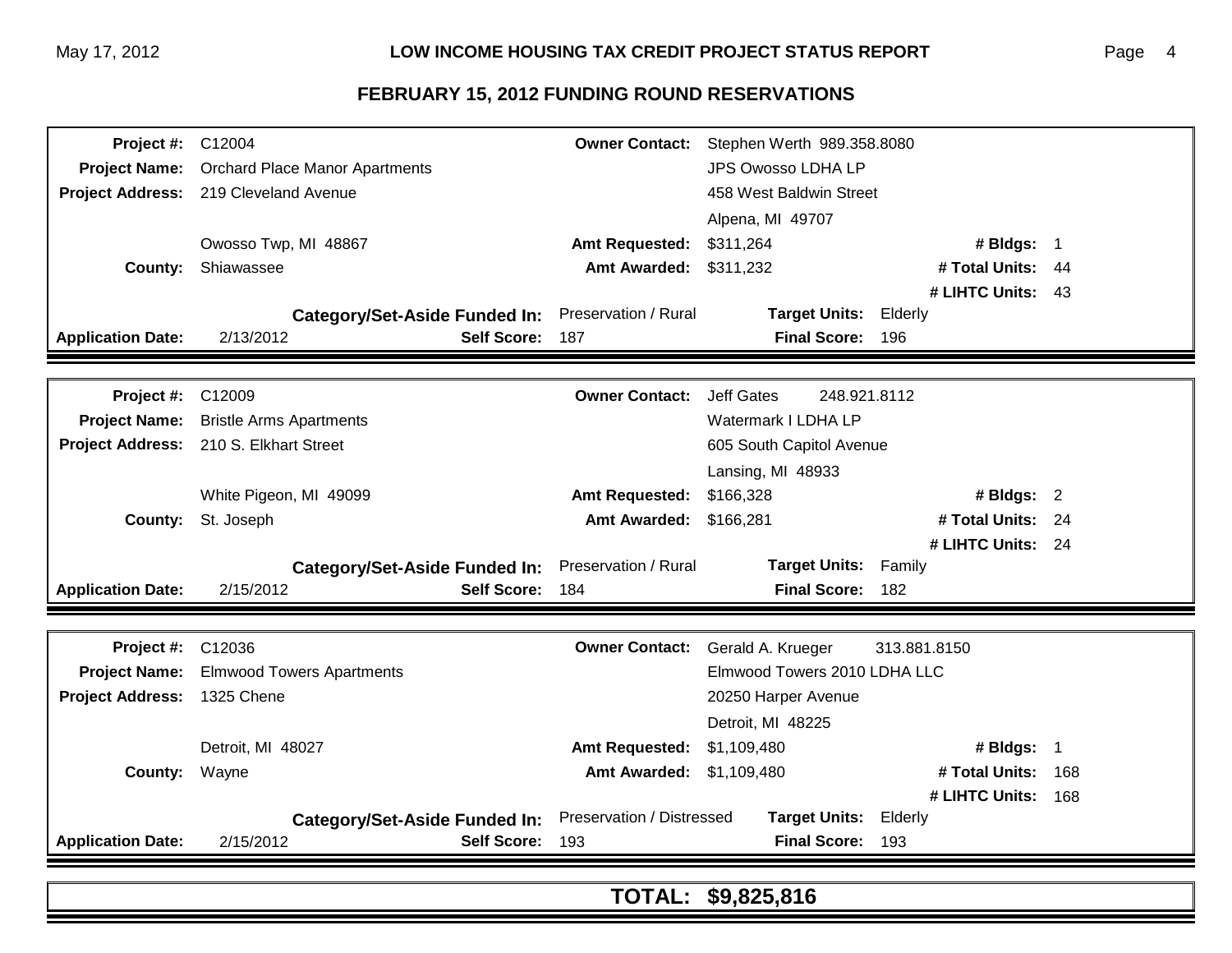## FEBRUARY 15, 2012 FUNDING ROUND RESERVATIONS

| | | | |
|---|---|---|---|
| **Project #:** | C12004 | **Owner Contact:** | Stephen Werth 989.358.8080 |
| **Project Name:** | Orchard Place Manor Apartments | | JPS Owosso LDHA LP |
| **Project Address:** | 219 Cleveland Avenue | | 458 West Baldwin Street |
| | | | Alpena, MI 49707 |
| | Owosso Twp, MI 48867 | **Amt Requested:** | $311,264 |
| **County:** | Shiawassee | **Amt Awarded:** | $311,232 |
| **# Bldgs:** | 1 | **# Total Units:** | 44 |
| **# LIHTC Units:** | 43 | | |
| **Category/Set-Aside Funded In:** | Preservation / Rural | **Target Units:** | Elderly |
| **Application Date:** | 2/13/2012 | **Self Score:** | 187 |
| **Final Score:** | 196 | | |

| | | | |
|---|---|---|---|
| **Project #:** | C12009 | **Owner Contact:** | Jeff Gates 248.921.8112 |
| **Project Name:** | Bristle Arms Apartments | | Watermark I LDHA LP |
| **Project Address:** | 210 S. Elkhart Street | | 605 South Capitol Avenue |
| | | | Lansing, MI 48933 |
| | White Pigeon, MI 49099 | **Amt Requested:** | $166,328 |
| **County:** | St. Joseph | **Amt Awarded:** | $166,281 |
| **# Bldgs:** | 2 | **# Total Units:** | 24 |
| **# LIHTC Units:** | 24 | | |
| **Category/Set-Aside Funded In:** | Preservation / Rural | **Target Units:** | Family |
| **Application Date:** | 2/15/2012 | **Self Score:** | 184 |
| **Final Score:** | 182 | | |

| | | | |
|---|---|---|---|
| **Project #:** | C12036 | **Owner Contact:** | Gerald A. Krueger 313.881.8150 |
| **Project Name:** | Elmwood Towers Apartments | | Elmwood Towers 2010 LDHA LLC |
| **Project Address:** | 1325 Chene | | 20250 Harper Avenue |
| | | | Detroit, MI 48225 |
| | Detroit, MI 48027 | **Amt Requested:** | $1,109,480 |
| **County:** | Wayne | **Amt Awarded:** | $1,109,480 |
| **# Bldgs:** | 1 | **# Total Units:** | 168 |
| **# LIHTC Units:** | 168 | | |
| **Category/Set-Aside Funded In:** | Preservation / Distressed | **Target Units:** | Elderly |
| **Application Date:** | 2/15/2012 | **Self Score:** | 193 |
| **Final Score:** | 193 | | |

**TOTAL: $9,825,816**